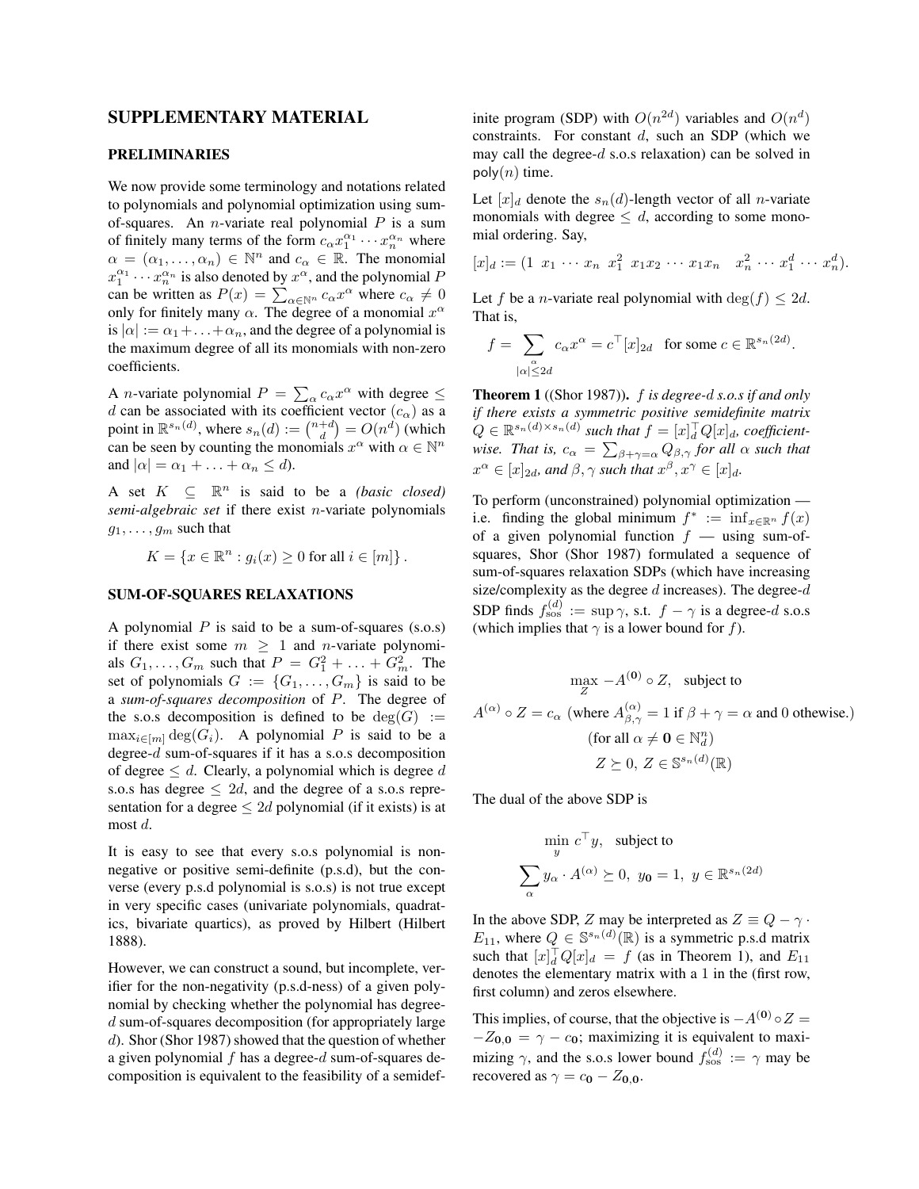## SUPPLEMENTARY MATERIAL

### PRELIMINARIES

We now provide some terminology and notations related to polynomials and polynomial optimization using sum-of-squares. An $n$-variate real polynomial $P$ is a sum of finitely many terms of the form $c_\alpha x_1^{\alpha_1} \cdots x_n^{\alpha_n}$ where $\alpha = (\alpha_1, \ldots, \alpha_n) \in \mathbb{N}^n$ and $c_\alpha \in \mathbb{R}$. The monomial $x_1^{\alpha_1} \cdots x_n^{\alpha_n}$ is also denoted by $x^\alpha$, and the polynomial $P$ can be written as $P(x) = \sum_{\alpha \in \mathbb{N}^n} c_\alpha x^\alpha$ where $c_\alpha \neq 0$ only for finitely many $\alpha$. The degree of a monomial $x^\alpha$ is $|\alpha| := \alpha_1 + \ldots + \alpha_n$, and the degree of a polynomial is the maximum degree of all its monomials with non-zero coefficients.

A $n$-variate polynomial $P = \sum_\alpha c_\alpha x^\alpha$ with degree $\leq d$ can be associated with its coefficient vector $(c_\alpha)$ as a point in $\mathbb{R}^{s_n(d)}$, where $s_n(d) := \binom{n+d}{d} = O(n^d)$ (which can be seen by counting the monomials $x^\alpha$ with $\alpha \in \mathbb{N}^n$ and $|\alpha| = \alpha_1 + \ldots + \alpha_n \leq d$).

A set $K \subseteq \mathbb{R}^n$ is said to be a *(basic closed) semi-algebraic set* if there exist $n$-variate polynomials $g_1, \ldots, g_m$ such that

$$K = \{x \in \mathbb{R}^n : g_i(x) \geq 0 \text{ for all } i \in [m]\}.$$

### SUM-OF-SQUARES RELAXATIONS

A polynomial $P$ is said to be a sum-of-squares (s.o.s) if there exist some $m \geq 1$ and $n$-variate polynomials $G_1, \ldots, G_m$ such that $P = G_1^2 + \ldots + G_m^2$. The set of polynomials $G := \{G_1, \ldots, G_m\}$ is said to be a *sum-of-squares decomposition* of $P$. The degree of the s.o.s decomposition is defined to be $\deg(G) := \max_{i \in [m]} \deg(G_i)$. A polynomial $P$ is said to be a degree-$d$ sum-of-squares if it has a s.o.s decomposition of degree $\leq d$. Clearly, a polynomial which is degree $d$ s.o.s has degree $\leq 2d$, and the degree of a s.o.s representation for a degree $\leq 2d$ polynomial (if it exists) is at most $d$.

It is easy to see that every s.o.s polynomial is non-negative or positive semi-definite (p.s.d), but the converse (every p.s.d polynomial is s.o.s) is not true except in very specific cases (univariate polynomials, quadratics, bivariate quartics), as proved by Hilbert (Hilbert 1888).

However, we can construct a sound, but incomplete, verifier for the non-negativity (p.s.d-ness) of a given polynomial by checking whether the polynomial has degree-$d$ sum-of-squares decomposition (for appropriately large $d$). Shor (Shor 1987) showed that the question of whether a given polynomial $f$ has a degree-$d$ sum-of-squares decomposition is equivalent to the feasibility of a semidefinite program (SDP) with $O(n^{2d})$ variables and $O(n^d)$ constraints. For constant $d$, such an SDP (which we may call the degree-$d$ s.o.s relaxation) can be solved in $\mathsf{poly}(n)$ time.

Let $[x]_d$ denote the $s_n(d)$-length vector of all $n$-variate monomials with degree $\leq d$, according to some monomial ordering. Say,

$$[x]_d := (1 \;\; x_1 \cdots x_n \;\; x_1^2 \;\; x_1 x_2 \cdots x_1 x_n \quad x_n^2 \cdots x_1^d \cdots x_n^d).$$

Let $f$ be a $n$-variate real polynomial with $\deg(f) \leq 2d$. That is,

$$f = \sum_{\substack{\alpha \\ |\alpha| \leq 2d}} c_\alpha x^\alpha = c^\top [x]_{2d} \quad \text{for some } c \in \mathbb{R}^{s_n(2d)}.$$

**Theorem 1** ((Shor 1987)). *$f$ is degree-$d$ s.o.s if and only if there exists a symmetric positive semidefinite matrix $Q \in \mathbb{R}^{s_n(d) \times s_n(d)}$ such that $f = [x]_d^\top Q [x]_d$, coefficient-wise. That is, $c_\alpha = \sum_{\beta + \gamma = \alpha} Q_{\beta,\gamma}$ for all $\alpha$ such that $x^\alpha \in [x]_{2d}$, and $\beta, \gamma$ such that $x^\beta, x^\gamma \in [x]_d$.*

To perform (unconstrained) polynomial optimization — i.e. finding the global minimum $f^* := \inf_{x \in \mathbb{R}^n} f(x)$ of a given polynomial function $f$ — using sum-of-squares, Shor (Shor 1987) formulated a sequence of sum-of-squares relaxation SDPs (which have increasing size/complexity as the degree $d$ increases). The degree-$d$ SDP finds $f_{\text{sos}}^{(d)} := \sup \gamma$, s.t. $f - \gamma$ is a degree-$d$ s.o.s (which implies that $\gamma$ is a lower bound for $f$).

$$\max_Z \; -A^{(\mathbf{0})} \circ Z, \quad \text{subject to}$$

$$A^{(\alpha)} \circ Z = c_\alpha \;\; (\text{where } A^{(\alpha)}_{\beta,\gamma} = 1 \text{ if } \beta + \gamma = \alpha \text{ and } 0 \text{ othewise.})$$

$$(\text{for all } \alpha \neq \mathbf{0} \in \mathbb{N}_d^n)$$

$$Z \succeq 0, \; Z \in \mathbb{S}^{s_n(d)}(\mathbb{R})$$

The dual of the above SDP is

$$\min_y \; c^\top y, \quad \text{subject to}$$

$$\sum_\alpha y_\alpha \cdot A^{(\alpha)} \succeq 0, \;\; y_{\mathbf{0}} = 1, \;\; y \in \mathbb{R}^{s_n(2d)}$$

In the above SDP, $Z$ may be interpreted as $Z \equiv Q - \gamma \cdot E_{11}$, where $Q \in \mathbb{S}^{s_n(d)}(\mathbb{R})$ is a symmetric p.s.d matrix such that $[x]_d^\top Q [x]_d = f$ (as in Theorem 1), and $E_{11}$ denotes the elementary matrix with a 1 in the (first row, first column) and zeros elsewhere.

This implies, of course, that the objective is $-A^{(\mathbf{0})} \circ Z = -Z_{\mathbf{0},\mathbf{0}} = \gamma - c_{\mathbf{0}}$; maximizing it is equivalent to maximizing $\gamma$, and the s.o.s lower bound $f_{\text{sos}}^{(d)} := \gamma$ may be recovered as $\gamma = c_{\mathbf{0}} - Z_{\mathbf{0},\mathbf{0}}$.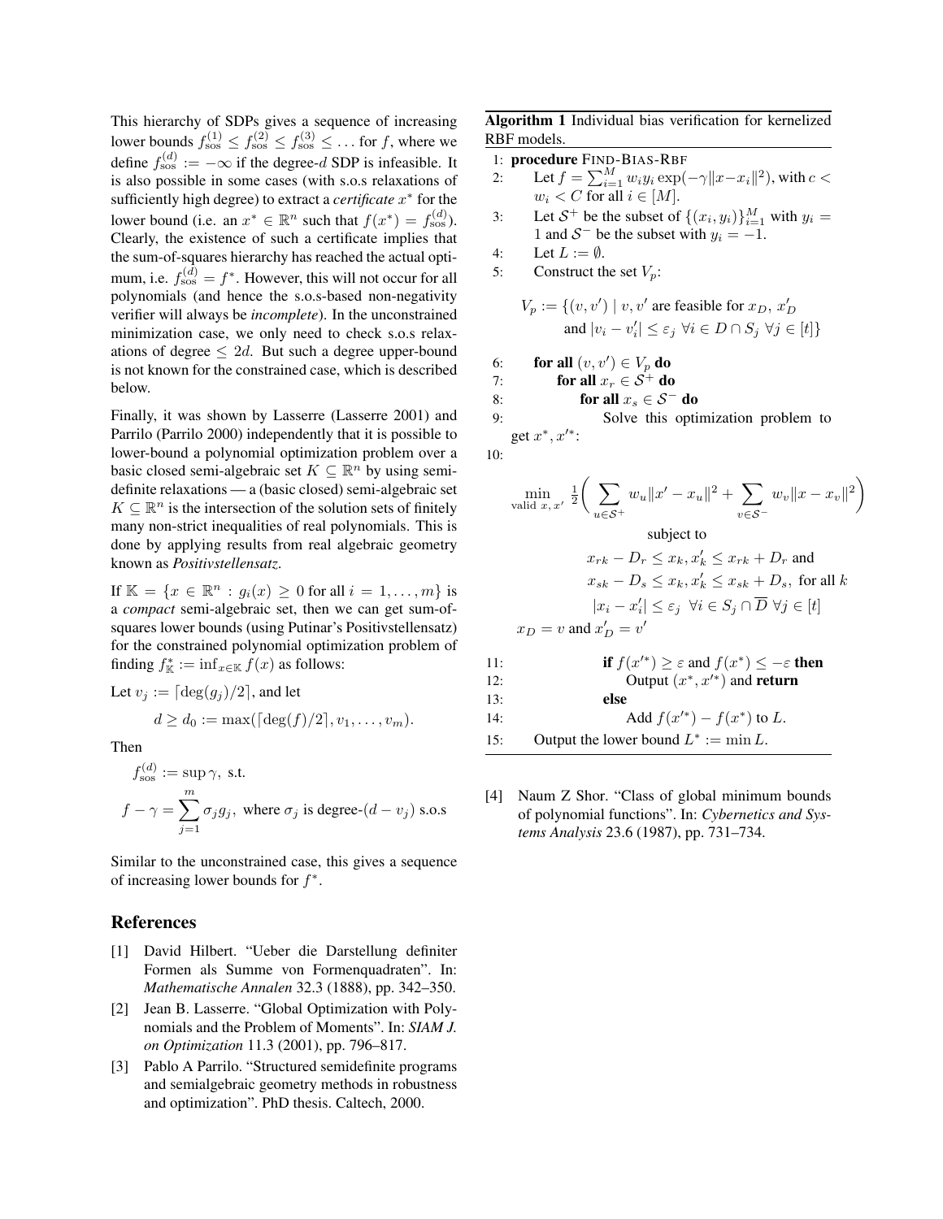This hierarchy of SDPs gives a sequence of increasing lower bounds $f_{\text{sos}}^{(1)} \leq f_{\text{sos}}^{(2)} \leq f_{\text{sos}}^{(3)} \leq \ldots$ for $f$, where we define $f_{\text{sos}}^{(d)} := -\infty$ if the degree-$d$ SDP is infeasible. It is also possible in some cases (with s.o.s relaxations of sufficiently high degree) to extract a *certificate* $x^*$ for the lower bound (i.e. an $x^* \in \mathbb{R}^n$ such that $f(x^*) = f_{\text{sos}}^{(d)}$). Clearly, the existence of such a certificate implies that the sum-of-squares hierarchy has reached the actual optimum, i.e. $f_{\text{sos}}^{(d)} = f^*$. However, this will not occur for all polynomials (and hence the s.o.s-based non-negativity verifier will always be *incomplete*). In the unconstrained minimization case, we only need to check s.o.s relaxations of degree $\leq 2d$. But such a degree upper-bound is not known for the constrained case, which is described below.

Finally, it was shown by Lasserre (Lasserre 2001) and Parrilo (Parrilo 2000) independently that it is possible to lower-bound a polynomial optimization problem over a basic closed semi-algebraic set $K \subseteq \mathbb{R}^n$ by using semi-definite relaxations — a (basic closed) semi-algebraic set $K \subseteq \mathbb{R}^n$ is the intersection of the solution sets of finitely many non-strict inequalities of real polynomials. This is done by applying results from real algebraic geometry known as *Positivstellensatz*.

If $\mathbb{K} = \{x \in \mathbb{R}^n : g_i(x) \geq 0 \text{ for all } i = 1, \ldots, m\}$ is a *compact* semi-algebraic set, then we can get sum-of-squares lower bounds (using Putinar's Positivstellensatz) for the constrained polynomial optimization problem of finding $f_{\mathbb{K}}^* := \inf_{x \in \mathbb{K}} f(x)$ as follows:

Let $v_j := \lceil \deg(g_j)/2 \rceil$, and let

$$d \geq d_0 := \max(\lceil \deg(f)/2 \rceil, v_1, \ldots, v_m).$$

Then

$$f_{\text{sos}}^{(d)} := \sup \gamma, \text{ s.t.}$$

$$f - \gamma = \sum_{j=1}^{m} \sigma_j g_j, \text{ where } \sigma_j \text{ is degree-}(d - v_j) \text{ s.o.s}$$

Similar to the unconstrained case, this gives a sequence of increasing lower bounds for $f^*$.

## References

[1] David Hilbert. "Ueber die Darstellung definiter Formen als Summe von Formenquadraten". In: *Mathematische Annalen* 32.3 (1888), pp. 342–350.

[2] Jean B. Lasserre. "Global Optimization with Polynomials and the Problem of Moments". In: *SIAM J. on Optimization* 11.3 (2001), pp. 796–817.

[3] Pablo A Parrilo. "Structured semidefinite programs and semialgebraic geometry methods in robustness and optimization". PhD thesis. Caltech, 2000.

[4] Naum Z Shor. "Class of global minimum bounds of polynomial functions". In: *Cybernetics and Systems Analysis* 23.6 (1987), pp. 731–734.

**Algorithm 1** Individual bias verification for kernelized RBF models.

1: **procedure** FIND-BIAS-RBF

2: Let $f = \sum_{i=1}^{M} w_i y_i \exp(-\gamma \|x - x_i\|^2)$, with $c < w_i < C$ for all $i \in [M]$.

3: Let $\mathcal{S}^+$ be the subset of $\{(x_i, y_i)\}_{i=1}^{M}$ with $y_i = 1$ and $\mathcal{S}^-$ be the subset with $y_i = -1$.

4: Let $L := \emptyset$.

5: Construct the set $V_p$:

$$V_p := \{(v, v') \mid v, v' \text{ are feasible for } x_D,\, x'_D \text{ and } |v_i - v'_i| \leq \varepsilon_j \ \forall i \in D \cap S_j \ \forall j \in [t]\}$$

6: **for all** $(v, v') \in V_p$ **do**

7: **for all** $x_r \in \mathcal{S}^+$ **do**

8: **for all** $x_s \in \mathcal{S}^-$ **do**

9: Solve this optimization problem to get $x^*, x'^*$:

10:

$$\min_{\text{valid } x, x'} \frac{1}{2}\left( \sum_{u \in \mathcal{S}^+} w_u \|x' - x_u\|^2 + \sum_{v \in \mathcal{S}^-} w_v \|x - x_v\|^2 \right)$$

subject to

$$x_{rk} - D_r \leq x_k, x'_k \leq x_{rk} + D_r \text{ and}$$

$$x_{sk} - D_s \leq x_k, x'_k \leq x_{sk} + D_s, \text{ for all } k$$

$$|x_i - x'_i| \leq \varepsilon_j \ \forall i \in S_j \cap \overline{D} \ \forall j \in [t]$$

$$x_D = v \text{ and } x'_D = v'$$

11: **if** $f(x'^*) \geq \varepsilon$ and $f(x^*) \leq -\varepsilon$ **then**

12: Output $(x^*, x'^*)$ and **return**

13: **else**

14: Add $f(x'^*) - f(x^*)$ to $L$.

15: Output the lower bound $L^* := \min L$.